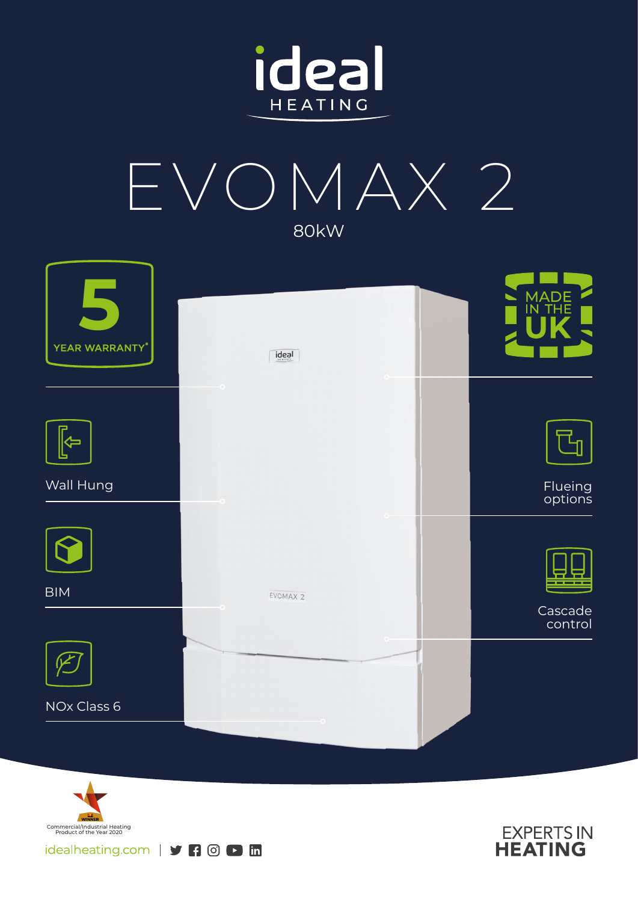ideal HEATING

# EVOMAX 2

80kW

5 YEAR WARRANTY*

MADE IN THE UK

Wall Hung

Flueing options

BIM

Cascade control

NOx Class 6

WINNER Commercial/Industrial Heating Product of the Year 2020

idealheating.com

EXPERTS IN HEATING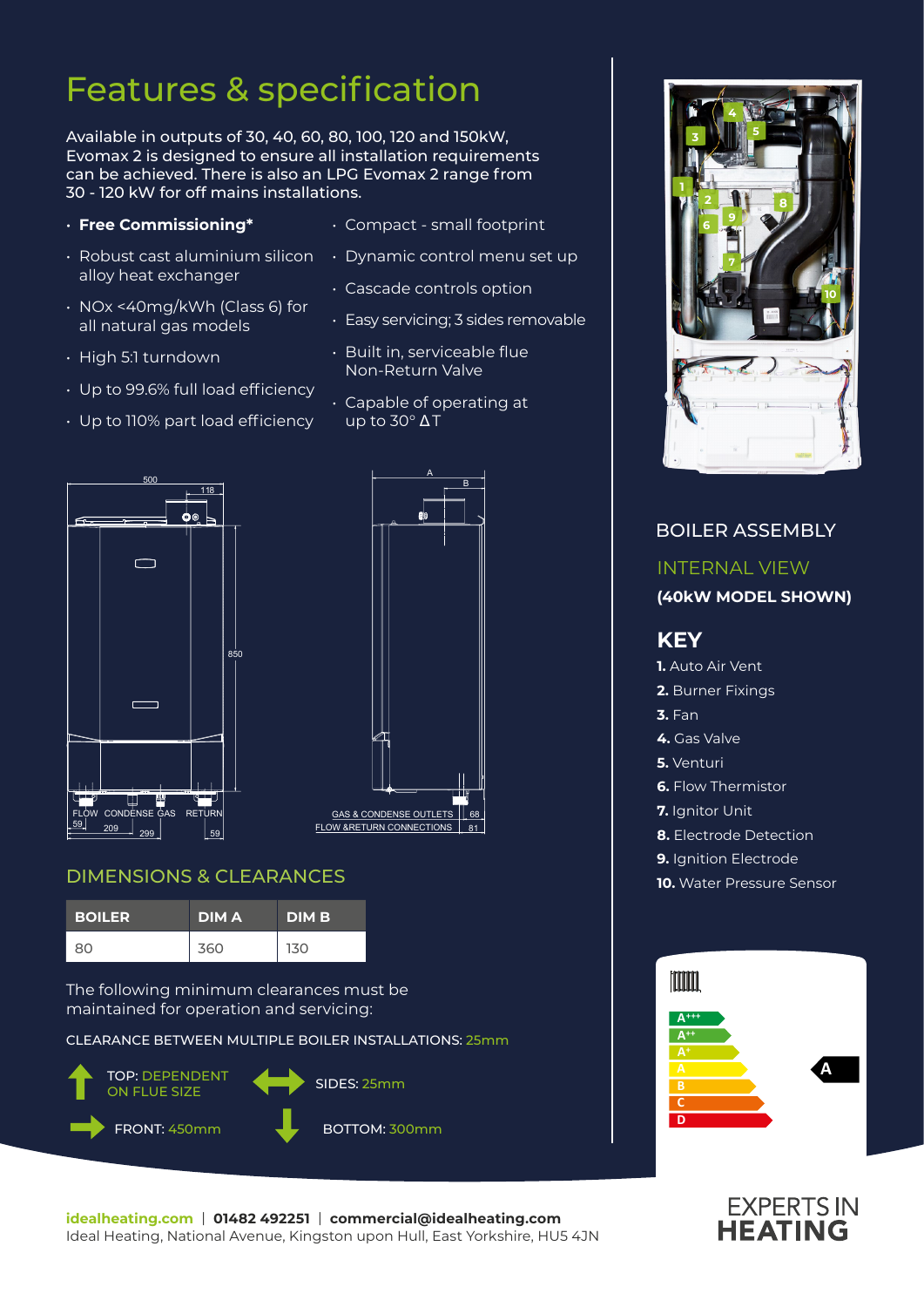# Features & specification

Available in outputs of 30, 40, 60, 80, 100, 120 and 150kW, Evomax 2 is designed to ensure all installation requirements can be achieved. There is also an LPG Evomax 2 range from 30 - 120 kW for off mains installations.

- **Free Commissioning***
- Robust cast aluminium silicon alloy heat exchanger
- NOx <40mg/kWh (Class 6) for all natural gas models
- High 5:1 turndown
- Up to 99.6% full load efficiency
- Up to 110% part load efficiency
- Compact - small footprint
- Dynamic control menu set up
- Cascade controls option
- Easy servicing; 3 sides removable
- Built in, serviceable flue Non-Return Valve
- Capable of operating at up to 30° ΔT

500 | 118 | 850 | FLOW | CONDENSE | GAS | RETURN | 59 | 209 | 299 | 59

A | B | GAS & CONDENSE OUTLETS | FLOW &RETURN CONNECTIONS | 68 | 81

## DIMENSIONS & CLEARANCES

| BOILER | DIM A | DIM B |
| --- | --- | --- |
| 80 | 360 | 130 |

The following minimum clearances must be maintained for operation and servicing:

CLEARANCE BETWEEN MULTIPLE BOILER INSTALLATIONS: 25mm

TOP: DEPENDENT ON FLUE SIZE

SIDES: 25mm

FRONT: 450mm

BOTTOM: 300mm

## BOILER ASSEMBLY

### INTERNAL VIEW

**(40kW MODEL SHOWN)**

### KEY

**1.** Auto Air Vent
**2.** Burner Fixings
**3.** Fan
**4.** Gas Valve
**5.** Venturi
**6.** Flow Thermistor
**7.** Ignitor Unit
**8.** Electrode Detection
**9.** Ignition Electrode
**10.** Water Pressure Sensor

A+++ | A++ | A+ | A | B | C | D — **A**

**idealheating.com** | **01482 492251** | **commercial@idealheating.com**
Ideal Heating, National Avenue, Kingston upon Hull, East Yorkshire, HU5 4JN

EXPERTS IN **HEATING**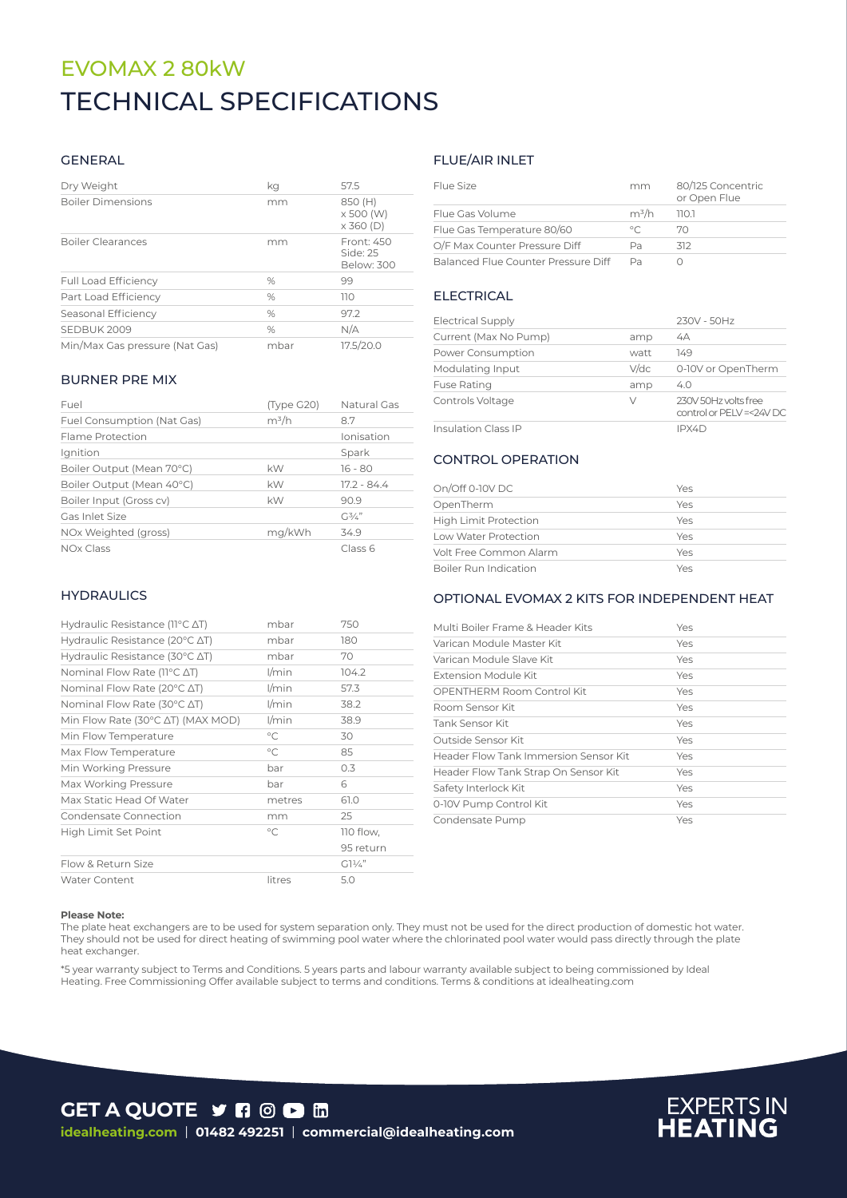# EVOMAX 2 80kW

# TECHNICAL SPECIFICATIONS

## GENERAL

| | | |
|---|---|---|
| Dry Weight | kg | 57.5 |
| Boiler Dimensions | mm | 850 (H) x 500 (W) x 360 (D) |
| Boiler Clearances | mm | Front: 450 Side: 25 Below: 300 |
| Full Load Efficiency | % | 99 |
| Part Load Efficiency | % | 110 |
| Seasonal Efficiency | % | 97.2 |
| SEDBUK 2009 | % | N/A |
| Min/Max Gas pressure (Nat Gas) | mbar | 17.5/20.0 |

## BURNER PRE MIX

| | | |
|---|---|---|
| Fuel | (Type G20) | Natural Gas |
| Fuel Consumption (Nat Gas) | m³/h | 8.7 |
| Flame Protection | | Ionisation |
| Ignition | | Spark |
| Boiler Output (Mean 70°C) | kW | 16 - 80 |
| Boiler Output (Mean 40°C) | kW | 17.2 - 84.4 |
| Boiler Input (Gross cv) | kW | 90.9 |
| Gas Inlet Size | | G¾" |
| NOx Weighted (gross) | mg/kWh | 34.9 |
| NOx Class | | Class 6 |

## HYDRAULICS

| | | |
|---|---|---|
| Hydraulic Resistance (11°C ΔT) | mbar | 750 |
| Hydraulic Resistance (20°C ΔT) | mbar | 180 |
| Hydraulic Resistance (30°C ΔT) | mbar | 70 |
| Nominal Flow Rate (11°C ΔT) | l/min | 104.2 |
| Nominal Flow Rate (20°C ΔT) | l/min | 57.3 |
| Nominal Flow Rate (30°C ΔT) | l/min | 38.2 |
| Min Flow Rate (30°C ΔT) (MAX MOD) | l/min | 38.9 |
| Min Flow Temperature | °C | 30 |
| Max Flow Temperature | °C | 85 |
| Min Working Pressure | bar | 0.3 |
| Max Working Pressure | bar | 6 |
| Max Static Head Of Water | metres | 61.0 |
| Condensate Connection | mm | 25 |
| High Limit Set Point | °C | 110 flow, 95 return |
| Flow & Return Size | | G1¼" |
| Water Content | litres | 5.0 |

## FLUE/AIR INLET

| | | |
|---|---|---|
| Flue Size | mm | 80/125 Concentric or Open Flue |
| Flue Gas Volume | m³/h | 110.1 |
| Flue Gas Temperature 80/60 | °C | 70 |
| O/F Max Counter Pressure Diff | Pa | 312 |
| Balanced Flue Counter Pressure Diff | Pa | 0 |

## ELECTRICAL

| | | |
|---|---|---|
| Electrical Supply | | 230V - 50Hz |
| Current (Max No Pump) | amp | 4A |
| Power Consumption | watt | 149 |
| Modulating Input | V/dc | 0-10V or OpenTherm |
| Fuse Rating | amp | 4.0 |
| Controls Voltage | V | 230V 50Hz volts free control or PELV =<24V DC |
| Insulation Class IP | | IPX4D |

## CONTROL OPERATION

| | |
|---|---|
| On/Off 0-10V DC | Yes |
| OpenTherm | Yes |
| High Limit Protection | Yes |
| Low Water Protection | Yes |
| Volt Free Common Alarm | Yes |
| Boiler Run Indication | Yes |

## OPTIONAL EVOMAX 2 KITS FOR INDEPENDENT HEAT

| | |
|---|---|
| Multi Boiler Frame & Header Kits | Yes |
| Varican Module Master Kit | Yes |
| Varican Module Slave Kit | Yes |
| Extension Module Kit | Yes |
| OPENTHERM Room Control Kit | Yes |
| Room Sensor Kit | Yes |
| Tank Sensor Kit | Yes |
| Outside Sensor Kit | Yes |
| Header Flow Tank Immersion Sensor Kit | Yes |
| Header Flow Tank Strap On Sensor Kit | Yes |
| Safety Interlock Kit | Yes |
| 0-10V Pump Control Kit | Yes |
| Condensate Pump | Yes |

**Please Note:**
The plate heat exchangers are to be used for system separation only. They must not be used for the direct production of domestic hot water. They should not be used for direct heating of swimming pool water where the chlorinated pool water would pass directly through the plate heat exchanger.

*5 year warranty subject to Terms and Conditions. 5 years parts and labour warranty available subject to being commissioned by Ideal Heating. Free Commissioning Offer available subject to terms and conditions. Terms & conditions at idealheating.com

**GET A QUOTE**

**idealheating.com** | **01482 492251** | **commercial@idealheating.com**

**EXPERTS IN HEATING**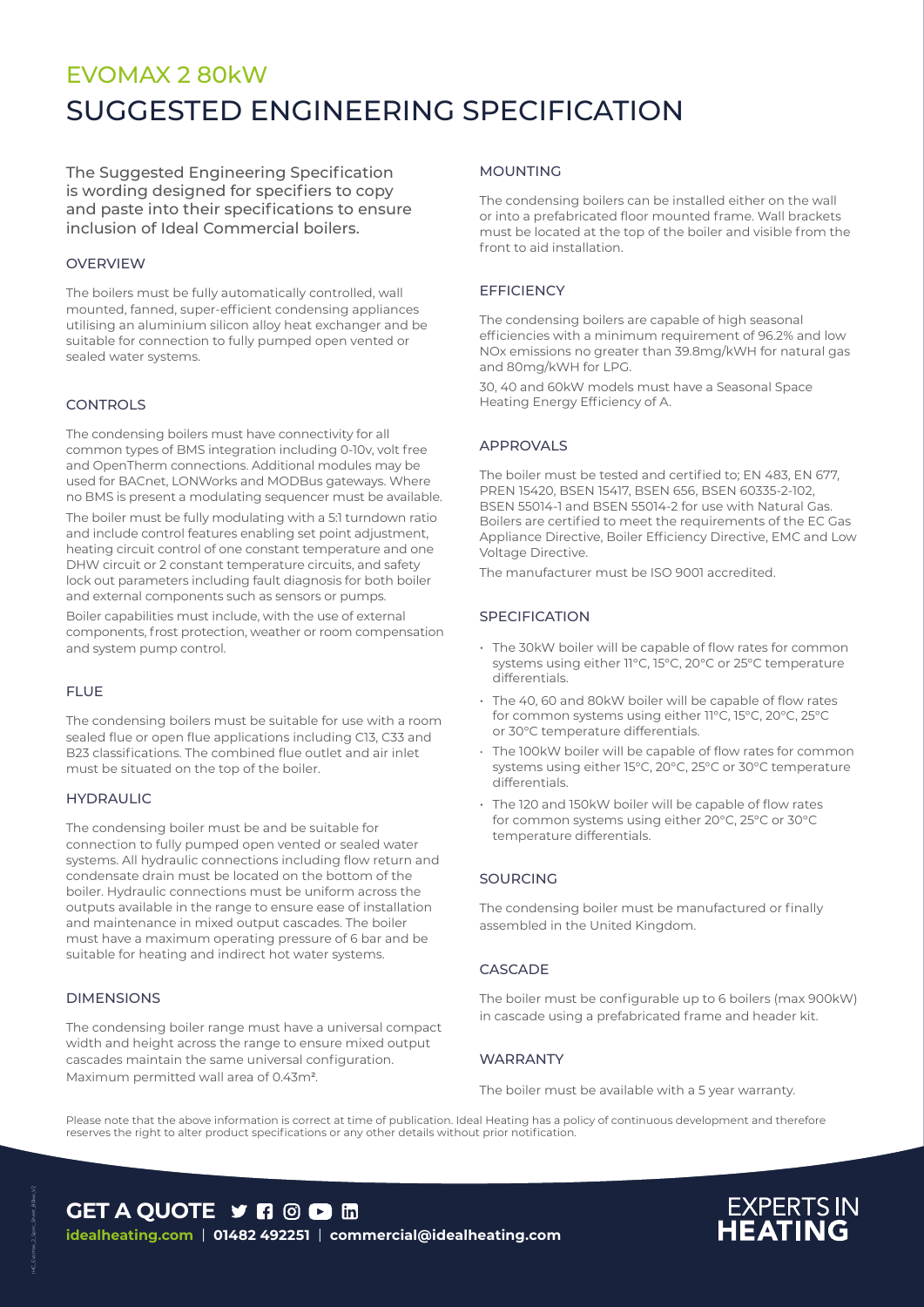# EVOMAX 2 80kW

# SUGGESTED ENGINEERING SPECIFICATION

The Suggested Engineering Specification is wording designed for specifiers to copy and paste into their specifications to ensure inclusion of Ideal Commercial boilers.

## OVERVIEW

The boilers must be fully automatically controlled, wall mounted, fanned, super-efficient condensing appliances utilising an aluminium silicon alloy heat exchanger and be suitable for connection to fully pumped open vented or sealed water systems.

## CONTROLS

The condensing boilers must have connectivity for all common types of BMS integration including 0-10v, volt free and OpenTherm connections. Additional modules may be used for BACnet, LONWorks and MODBus gateways. Where no BMS is present a modulating sequencer must be available.

The boiler must be fully modulating with a 5:1 turndown ratio and include control features enabling set point adjustment, heating circuit control of one constant temperature and one DHW circuit or 2 constant temperature circuits, and safety lock out parameters including fault diagnosis for both boiler and external components such as sensors or pumps.

Boiler capabilities must include, with the use of external components, frost protection, weather or room compensation and system pump control.

## FLUE

The condensing boilers must be suitable for use with a room sealed flue or open flue applications including C13, C33 and B23 classifications. The combined flue outlet and air inlet must be situated on the top of the boiler.

## HYDRAULIC

The condensing boiler must be and be suitable for connection to fully pumped open vented or sealed water systems. All hydraulic connections including flow return and condensate drain must be located on the bottom of the boiler. Hydraulic connections must be uniform across the outputs available in the range to ensure ease of installation and maintenance in mixed output cascades. The boiler must have a maximum operating pressure of 6 bar and be suitable for heating and indirect hot water systems.

## DIMENSIONS

The condensing boiler range must have a universal compact width and height across the range to ensure mixed output cascades maintain the same universal configuration. Maximum permitted wall area of 0.43m².

## MOUNTING

The condensing boilers can be installed either on the wall or into a prefabricated floor mounted frame. Wall brackets must be located at the top of the boiler and visible from the front to aid installation.

## EFFICIENCY

The condensing boilers are capable of high seasonal efficiencies with a minimum requirement of 96.2% and low NOx emissions no greater than 39.8mg/kWH for natural gas and 80mg/kWH for LPG.

30, 40 and 60kW models must have a Seasonal Space Heating Energy Efficiency of A.

## APPROVALS

The boiler must be tested and certified to; EN 483, EN 677, PREN 15420, BSEN 15417, BSEN 656, BSEN 60335-2-102, BSEN 55014-1 and BSEN 55014-2 for use with Natural Gas. Boilers are certified to meet the requirements of the EC Gas Appliance Directive, Boiler Efficiency Directive, EMC and Low Voltage Directive.

The manufacturer must be ISO 9001 accredited.

## SPECIFICATION

- The 30kW boiler will be capable of flow rates for common systems using either 11°C, 15°C, 20°C or 25°C temperature differentials.
- The 40, 60 and 80kW boiler will be capable of flow rates for common systems using either 11°C, 15°C, 20°C, 25°C or 30°C temperature differentials.
- The 100kW boiler will be capable of flow rates for common systems using either 15°C, 20°C, 25°C or 30°C temperature differentials.
- The 120 and 150kW boiler will be capable of flow rates for common systems using either 20°C, 25°C or 30°C temperature differentials.

## SOURCING

The condensing boiler must be manufactured or finally assembled in the United Kingdom.

## CASCADE

The boiler must be configurable up to 6 boilers (max 900kW) in cascade using a prefabricated frame and header kit.

## WARRANTY

The boiler must be available with a 5 year warranty.

Please note that the above information is correct at time of publication. Ideal Heating has a policy of continuous development and therefore reserves the right to alter product specifications or any other details without prior notification.

**GET A QUOTE**

**idealheating.com** | **01482 492251** | **commercial@idealheating.com**

**EXPERTS IN HEATING**